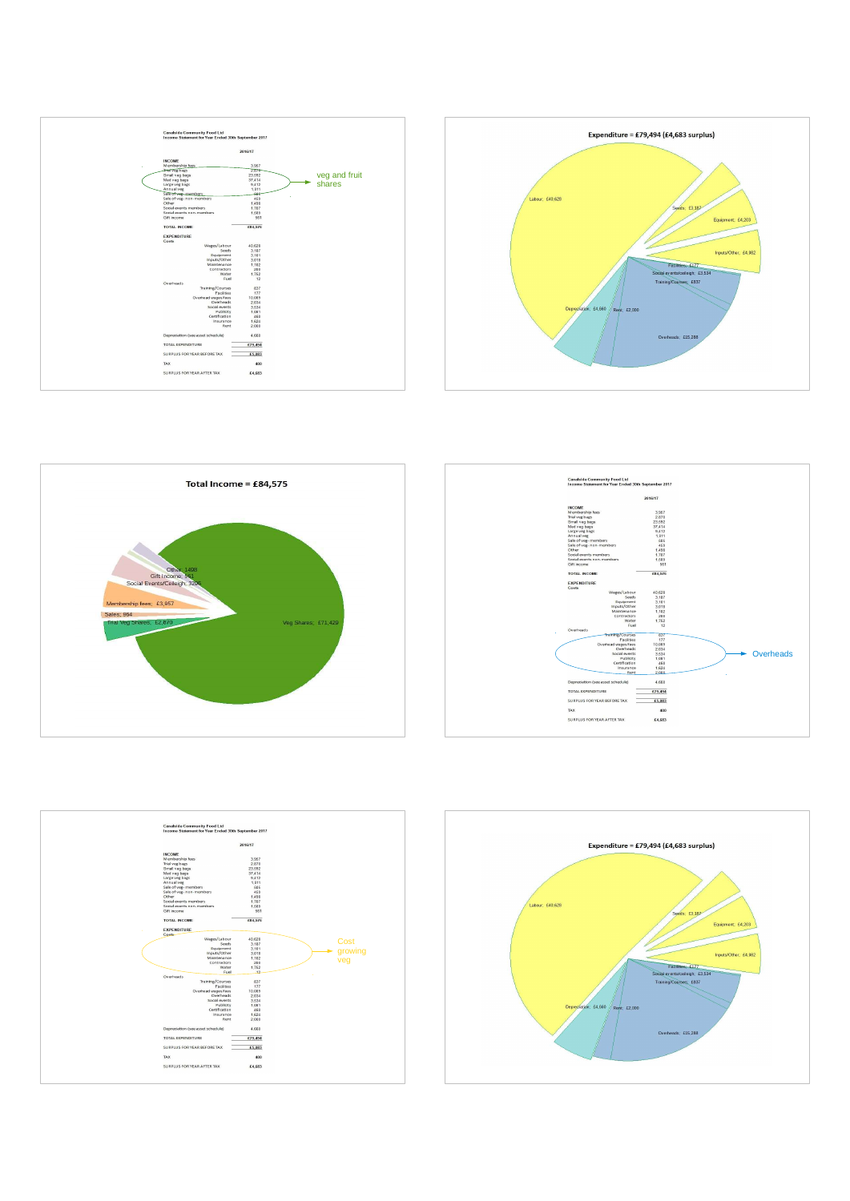**Canalside Community Food Ltd**
**Income Statement for Year Ended 30th September 2017**

| | | 2016/17 |
|---|---|---|
| **INCOME** | | |
| Membership fees | | 3,957 |
| Trial veg bags | | 2,870 |
| Small veg bags | | 23,082 |
| Med veg bags | | 37,414 |
| Large veg bags | | 9,412 |
| Annual veg | | 1,511 |
| Sale of veg - members | | 565 |
| Sale of veg - non-members | | 469 |
| Other | | 1,498 |
| Social events members | | 1,787 |
| Social events non-members | | 1,569 |
| Gift income | | 561 |
| **TOTAL INCOME** | | **£84,575** |
| **EXPENDITURE** | | |
| Costs | | |
| | Wages/Labour | 40,628 |
| | Seeds | 3,187 |
| | Equipment | 3,161 |
| | Inputs/Other | 3,019 |
| | Maintenance | 1,163 |
| | contractors | 269 |
| | Water | 1,752 |
| | Fuel | 12 |
| Overheads | | |
| | Training/Courses | 837 |
| | Facilities | 177 |
| | Overhead wages/fees | 10,069 |
| | Overheads | 2,034 |
| | Social events | 3,534 |
| | Publicity | 1,061 |
| | Certification | 460 |
| | Insurance | 1,620 |
| | Rent | 2,000 |
| Depreciation (see asset schedule) | | 4,560 |
| TOTAL EXPENDITURE | | £79,494 |
| SURPLUS FOR YEAR BEFORE TAX | | £5,083 |
| TAX | | 400 |
| SURPLUS FOR YEAR AFTER TAX | | £4,683 |

veg and fruit shares

**Expenditure = £79,494 (£4,683 surplus)**

Labour; £40,628
Seeds; £3,187
Equipment; £4,203
Inputs/Other; £4,982
Facilities; £177
Social events/ceilidh; £3,534
Training/Courses; £837
Depreciation; £4,560
Rent; £2,000
Overheads; £15,288

**Total Income = £84,575**

Other; 1498
Gift Income; 561
Social Events/Ceilidh; 3206
Membership fees; £3,957
Sales; 864
Trial Veg Shares; £2,870
Veg Shares; £71,429

**Canalside Community Food Ltd**
**Income Statement for Year Ended 30th September 2017**

| | | 2016/17 |
|---|---|---|
| **INCOME** | | |
| Membership fees | | 3,957 |
| Trial veg bags | | 2,870 |
| Small veg bags | | 23,082 |
| Med veg bags | | 37,414 |
| Large veg bags | | 9,412 |
| Annual veg | | 1,511 |
| Sale of veg - members | | 565 |
| Sale of veg - non-members | | 469 |
| Other | | 1,498 |
| Social events members | | 1,787 |
| Social events non-members | | 1,569 |
| Gift income | | 561 |
| **TOTAL INCOME** | | **£84,575** |
| **EXPENDITURE** | | |
| Costs | | |
| | Wages/Labour | 40,628 |
| | Seeds | 3,187 |
| | Equipment | 3,161 |
| | Inputs/Other | 3,019 |
| | Maintenance | 1,163 |
| | contractors | 269 |
| | Water | 1,752 |
| | Fuel | 12 |
| Overheads | | |
| | Training/Courses | 837 |
| | Facilities | 177 |
| | Overhead wages/fees | 10,069 |
| | Overheads | 2,034 |
| | Social events | 3,534 |
| | Publicity | 1,061 |
| | Certification | 460 |
| | Insurance | 1,620 |
| | Rent | 2,000 |
| Depreciation (see asset schedule) | | 4,560 |
| TOTAL EXPENDITURE | | £79,494 |
| SURPLUS FOR YEAR BEFORE TAX | | £5,083 |
| TAX | | 400 |
| SURPLUS FOR YEAR AFTER TAX | | £4,683 |

Overheads

**Canalside Community Food Ltd**
**Income Statement for Year Ended 30th September 2017**

| | | 2016/17 |
|---|---|---|
| **INCOME** | | |
| Membership fees | | 3,957 |
| Trial veg bags | | 2,870 |
| Small veg bags | | 23,082 |
| Med veg bags | | 37,414 |
| Large veg bags | | 9,412 |
| Annual veg | | 1,511 |
| Sale of veg - members | | 565 |
| Sale of veg - non-members | | 469 |
| Other | | 1,498 |
| Social events members | | 1,787 |
| Social events non-members | | 1,569 |
| Gift income | | 561 |
| **TOTAL INCOME** | | **£84,575** |
| **EXPENDITURE** | | |
| Costs | | |
| | Wages/Labour | 40,628 |
| | Seeds | 3,187 |
| | Equipment | 3,161 |
| | Inputs/Other | 3,019 |
| | Maintenance | 1,163 |
| | contractors | 269 |
| | Water | 1,752 |
| | Fuel | 12 |
| Overheads | | |
| | Training/Courses | 837 |
| | Facilities | 177 |
| | Overhead wages/fees | 10,069 |
| | Overheads | 2,034 |
| | Social events | 3,534 |
| | Publicity | 1,061 |
| | Certification | 460 |
| | Insurance | 1,620 |
| | Rent | 2,000 |
| Depreciation (see asset schedule) | | 4,560 |
| TOTAL EXPENDITURE | | £79,494 |
| SURPLUS FOR YEAR BEFORE TAX | | £5,083 |
| TAX | | 400 |
| SURPLUS FOR YEAR AFTER TAX | | £4,683 |

Cost growing veg

**Expenditure = £79,494 (£4,683 surplus)**

Labour; £40,628
Seeds; £3,187
Equipment; £4,203
Inputs/Other; £4,982
Facilities; £177
Social events/ceilidh; £3,534
Training/Courses; £837
Depreciation; £4,560
Rent; £2,000
Overheads; £15,288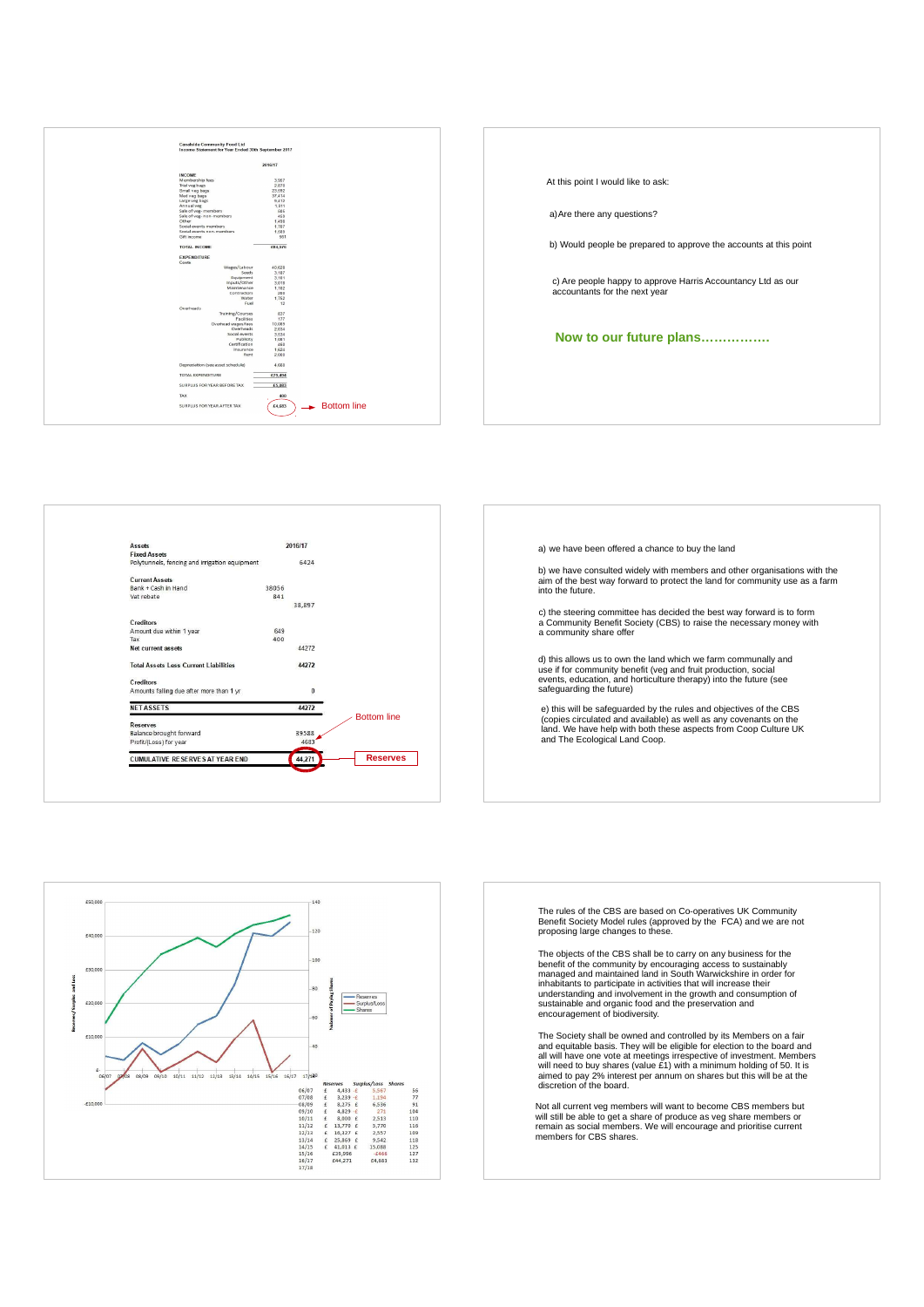**Canalside Community Food Ltd**
**Income Statement for Year Ended 30th September 2017**

| | | 2016/17 |
|---|---|---|
| **INCOME** | | |
| Membership fees | | 3,967 |
| Trial veg bags | | 2,878 |
| Small veg bags | | 23,692 |
| Med veg bags | | 37,414 |
| Large veg bags | | 9,472 |
| Annual veg | | 1,311 |
| Sale of veg - members | | 686 |
| Sale of veg - non-members | | 453 |
| Other | | 1,458 |
| Social events members | | 1,787 |
| Social events non-members | | 1,683 |
| Gift income | | 581 |
| **TOTAL INCOME** | | £84,376 |
| **EXPENDITURE** | | |
| Costs | | |
| | Wages/Labour | 40,628 |
| | Seeds | 3,187 |
| | Equipment | 3,181 |
| | Inputs/Other | 3,018 |
| | Maintenance | 1,162 |
| | Contractors | 288 |
| | Water | 1,762 |
| | Fuel | 12 |
| Overheads | | |
| | Training/Courses | 637 |
| | Facilities | 177 |
| | Overhead wages/fees | 10,089 |
| | Overheads | 2,034 |
| | Social events | 3,534 |
| | Publicity | 1,081 |
| | Certification | 460 |
| | Insurance | 1,624 |
| | Rent | 2,080 |
| Depreciation (see asset schedule) | | 4,600 |
| TOTAL EXPENDITURE | | £79,494 |
| SURPLUS FOR YEAR BEFORE TAX | | £5,083 |
| TAX | | 400 |
| SURPLUS FOR YEAR AFTER TAX | | £4,683 |

Bottom line

At this point I would like to ask:

a) Are there any questions?

b) Would people be prepared to approve the accounts at this point

c) Are people happy to approve Harris Accountancy Ltd as our accountants for the next year

**Now to our future plans……………**

| Assets | | 2016/17 |
|---|---|---|
| **Fixed Assets** | | |
| Polytunnels, fencing and irrigation equipment | | 6424 |
| **Current Assets** | | |
| Bank + Cash in Hand | 38056 | |
| Vat rebate | 841 | |
| | | 38,897 |
| **Creditors** | | |
| Amount due within 1 year | 649 | |
| Tax | 400 | |
| **Net current assets** | | 44272 |
| **Total Assets Less Current Liabilities** | | 44272 |
| **Creditors** | | |
| Amounts falling due after more than 1 yr | | 0 |
| **NET ASSETS** | | 44272 |
| **Reserves** | | |
| Balance brought forward | | 39588 |
| Profit/(Loss) for year | | 4683 |
| **CUMULATIVE RESERVES AT YEAR END** | | 44,271 |

Bottom line

Reserves

a) we have been offered a chance to buy the land

b) we have consulted widely with members and other organisations with the aim of the best way forward to protect the land for community use as a farm into the future.

c) the steering committee has decided the best way forward is to form a Community Benefit Society (CBS) to raise the necessary money with a community share offer

d) this allows us to own the land which we farm communally and use if for community benefit (veg and fruit production, social events, education, and horticulture therapy) into the future (see safeguarding the future)

e) this will be safeguarded by the rules and objectives of the CBS (copies circulated and available) as well as any covenants on the land. We have help with both these aspects from Coop Culture UK and The Ecological Land Coop.

| | Reserves | Surplus/Loss | Shares |
|---|---|---|---|
| 06/07 | £ 4,433 | £ 5,567 | 56 |
| 07/08 | £ 3,239 | -£ 1,194 | 77 |
| 08/09 | £ 8,275 | £ 6,536 | 91 |
| 09/10 | £ 4,829 | £ 271 | 104 |
| 10/11 | £ 8,000 | £ 2,513 | 110 |
| 11/12 | £ 13,770 | £ 5,770 | 116 |
| 12/13 | £ 16,327 | £ 2,557 | 109 |
| 13/14 | £ 25,869 | £ 9,542 | 118 |
| 14/15 | £ 41,013 | £ 15,088 | 125 |
| 15/16 | £39,096 | -£466 | 127 |
| 16/17 | £44,271 | £4,683 | 132 |
| 17/18 | | | |

The rules of the CBS are based on Co-operatives UK Community Benefit Society Model rules (approved by the FCA) and we are not proposing large changes to these.

The objects of the CBS shall be to carry on any business for the benefit of the community by encouraging access to sustainably managed and maintained land in South Warwickshire in order for inhabitants to participate in activities that will increase their understanding and involvement in the growth and consumption of sustainable and organic food and the preservation and encouragement of biodiversity.

The Society shall be owned and controlled by its Members on a fair and equitable basis. They will be eligible for election to the board and all will have one vote at meetings irrespective of investment. Members will need to buy shares (value £1) with a minimum holding of 50. It is aimed to pay 2% interest per annum on shares but this will be at the discretion of the board.

Not all current veg members will want to become CBS members but will still be able to get a share of produce as veg share members or remain as social members. We will encourage and prioritise current members for CBS shares.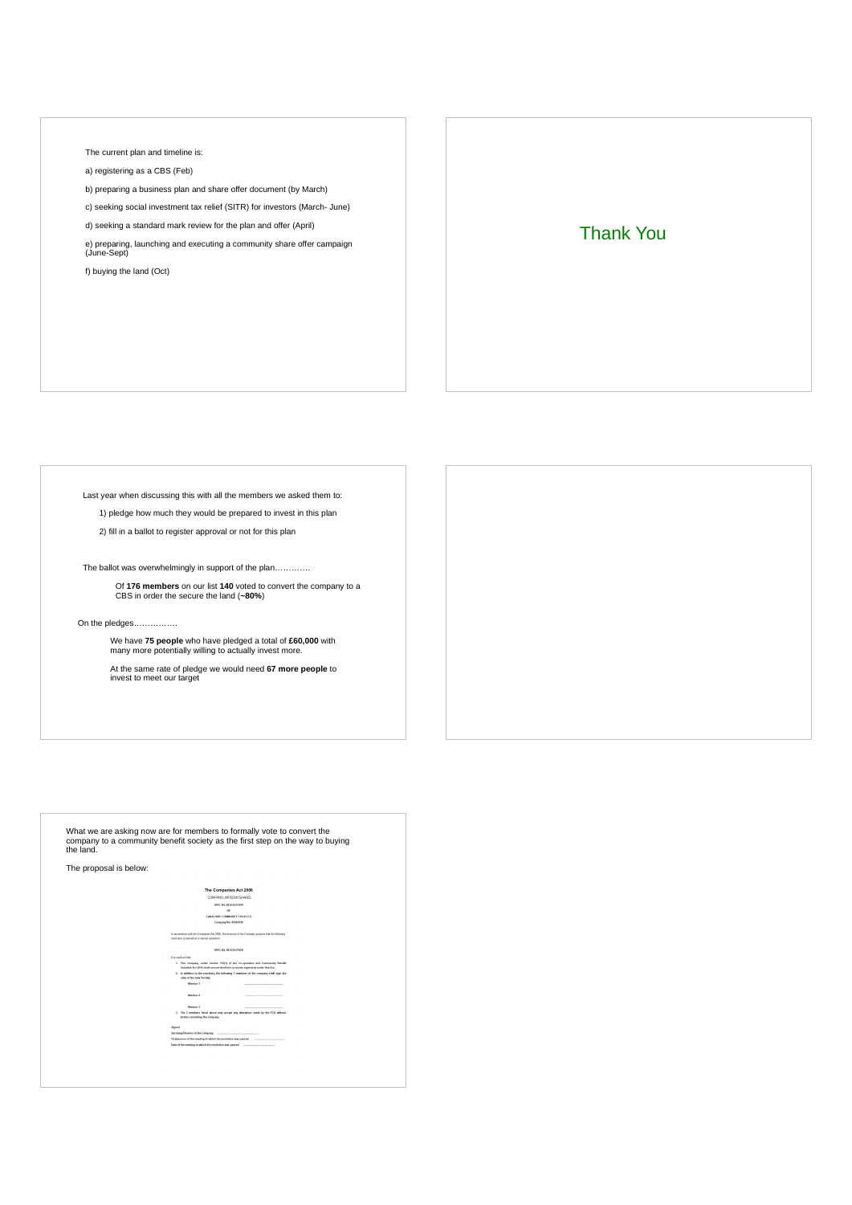The current plan and timeline is:

a) registering as a CBS (Feb)

b) preparing a business plan and share offer document (by March)

c) seeking social investment tax relief (SITR) for investors (March- June)

d) seeking a standard mark review for the plan and offer (April)

e) preparing, launching and executing a community share offer campaign (June-Sept)

f) buying the land (Oct)

Thank You

Last year when discussing this with all the members we asked them to:

1) pledge how much they would be prepared to invest in this plan

2) fill in a ballot to register approval or not for this plan

The ballot was overwhelmingly in support of the plan………….

Of **176 members** on our list **140** voted to convert the company to a CBS in order the secure the land (**~80%**)

On the pledges…………….

We have **75 people** who have pledged a total of **£60,000** with many more potentially willing to actually invest more.

At the same rate of pledge we would need **67 more people** to invest to meet our target

What we are asking now are for members to formally vote to convert the company to a community benefit society as the first step on the way to buying the land.

The proposal is below:

**The Companies Act 2006**

COMPANY LIMITED BY SHARES

SPECIAL RESOLUTION

OF

CANALSIDE COMMUNITY FOOD LTD

Company No. 07592938

In accordance with the Companies Act 2006, the directors of the Company propose that the following resolution is passed as a special resolution.

SPECIAL RESOLUTION

It is resolved that:

1. This company, under section 115(1) of the Co-operative and Community Benefit Societies Act 2014 shall convert itself into a society registered under that Act.
2. In addition to the secretary, the following 3 members of the company shall sign the rules of the new Society.

Member 1 ……………………………

Member 2 ……………………………

Member 3 ……………………………

3. The 3 members listed above may accept any alterations made by the FCA without further consulting the company.

Signed

Secretary/Director of the Company ……………………………

Chairperson of the meeting at which the resolution was passed ……………………………

Date of the meeting at which this resolution was passed ……………………………